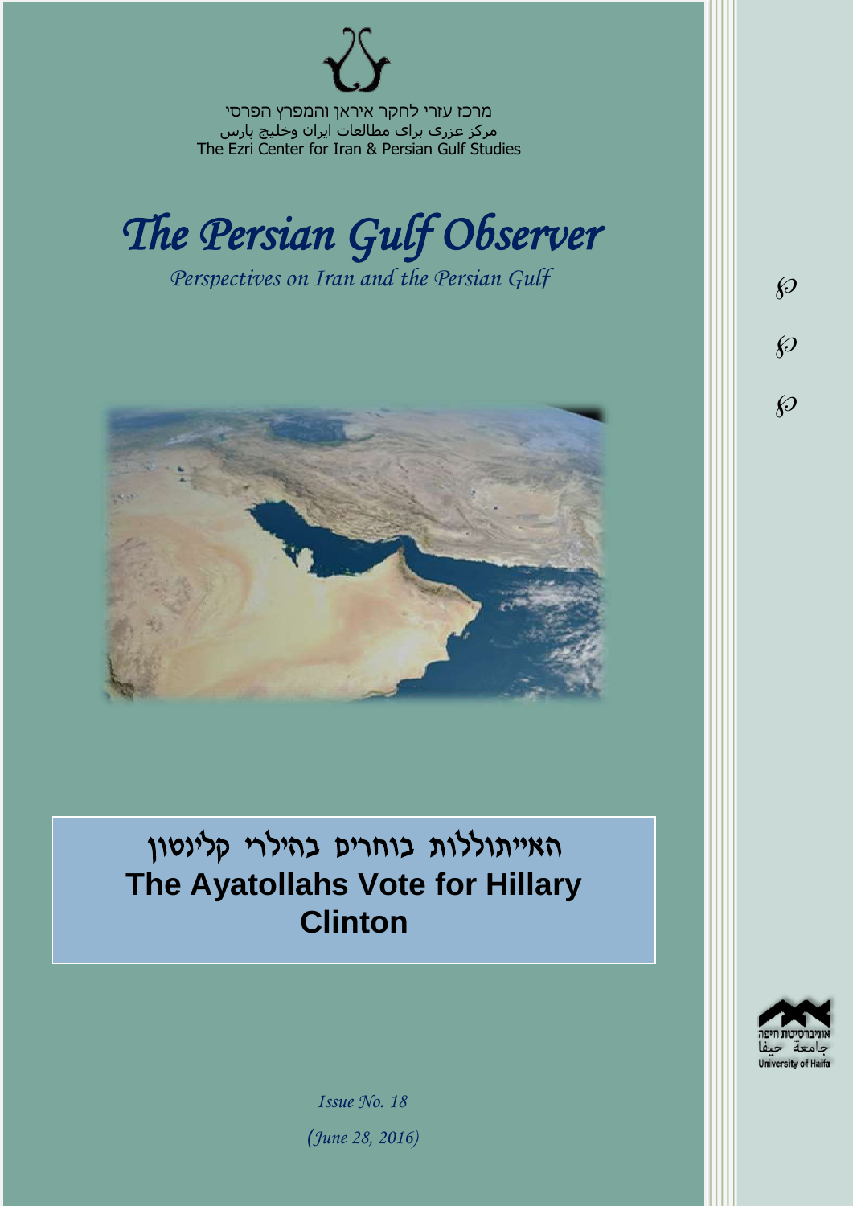מרכז עזרי לחקר איראן והמפרץ הפרסי

مرکز عزری برای مطالعات ایران وخلیج پارس

The Ezri Center for Iran & Persian Gulf Studies

# *The Persian Gulf Observer*

*Perspectives on Iran and the Persian Gulf*

# האייתוללות בוחרים בהילרי קלינטון

# The Ayatollahs Vote for Hillary Clinton

*Issue No. 18*

*(June 28, 2016)*

אוניברסיטת חיפה
جامعة حيفا
University of Haifa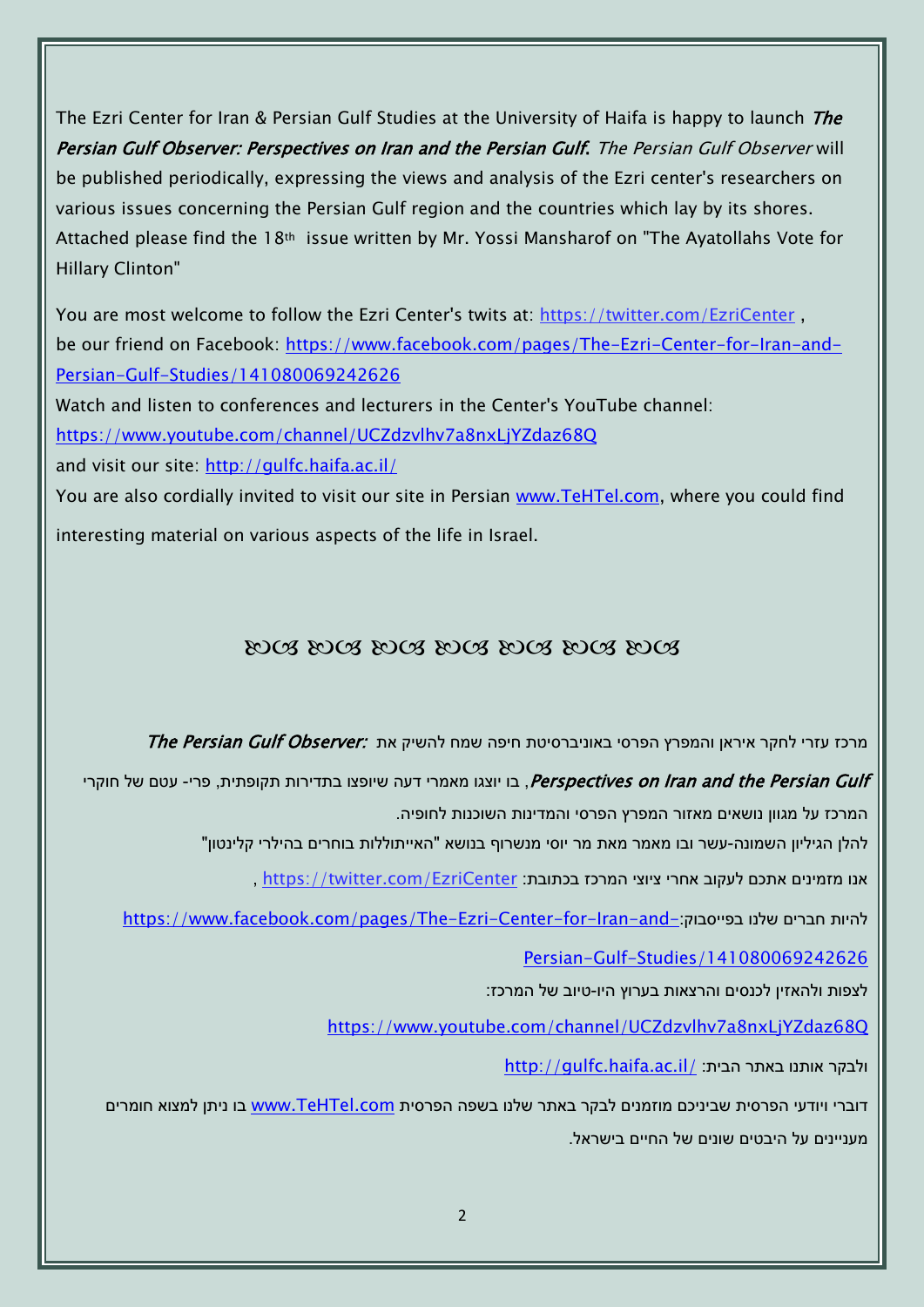The Ezri Center for Iran & Persian Gulf Studies at the University of Haifa is happy to launch ***The Persian Gulf Observer: Perspectives on Iran and the Persian Gulf.*** *The Persian Gulf Observer* will be published periodically, expressing the views and analysis of the Ezri center's researchers on various issues concerning the Persian Gulf region and the countries which lay by its shores. Attached please find the 18th issue written by Mr. Yossi Mansharof on "The Ayatollahs Vote for Hillary Clinton"

You are most welcome to follow the Ezri Center's twits at: https://twitter.com/EzriCenter , be our friend on Facebook: https://www.facebook.com/pages/The-Ezri-Center-for-Iran-and-Persian-Gulf-Studies/141080069242626

Watch and listen to conferences and lecturers in the Center's YouTube channel: https://www.youtube.com/channel/UCZdzvlhv7a8nxLjYZdaz68Q

and visit our site: http://gulfc.haifa.ac.il/

You are also cordially invited to visit our site in Persian www.TeHTel.com, where you could find interesting material on various aspects of the life in Israel.

ꕥ ꕥ ꕥ ꕥ ꕥ ꕥ ꕥ

מרכז עזרי לחקר איראן והמפרץ הפרסי באוניברסיטת חיפה שמח להשיק את ***:The Persian Gulf Observer*** ***Perspectives on Iran and the Persian Gulf***, בו יוצגו מאמרי דעה שיופצו בתדירות תקופתית, פרי- עטם של חוקרי המרכז על מגוון נושאים מאזור המפרץ הפרסי והמדינות השוכנות לחופיה.

להלן הגיליון השמונה-עשר ובו מאמר מאת מר יוסי מנשרוף בנושא "האייתוללות בוחרים בהילרי קלינטון"

אנו מזמינים אתכם לעקוב אחרי ציוצי המרכז בכתובת: https://twitter.com/EzriCenter ,

להיות חברים שלנו בפייסבוק: https://www.facebook.com/pages/The-Ezri-Center-for-Iran-and-Persian-Gulf-Studies/141080069242626

לצפות ולהאזין לכנסים והרצאות בערוץ היו-טיוב של המרכז:

https://www.youtube.com/channel/UCZdzvlhv7a8nxLjYZdaz68Q

ולבקר אותנו באתר הבית: http://gulfc.haifa.ac.il/

דוברי ויודעי הפרסית שביניכם מוזמנים לבקר באתר שלנו בשפה הפרסית www.TeHTel.com בו ניתן למצוא חומרים מעניינים על היבטים שונים של החיים בישראל.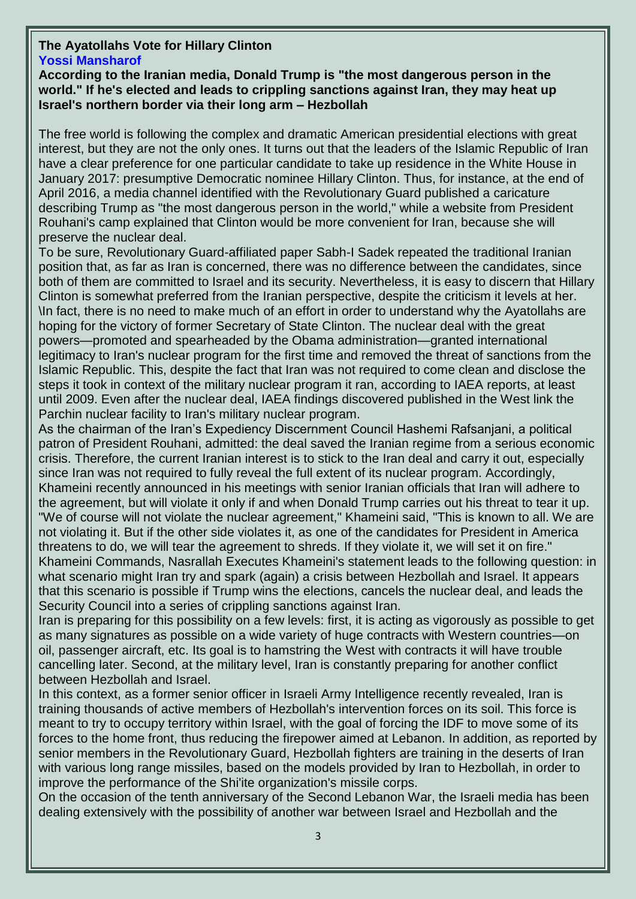**The Ayatollahs Vote for Hillary Clinton**

**Yossi Mansharof**

**According to the Iranian media, Donald Trump is "the most dangerous person in the world." If he's elected and leads to crippling sanctions against Iran, they may heat up Israel's northern border via their long arm – Hezbollah**

The free world is following the complex and dramatic American presidential elections with great interest, but they are not the only ones. It turns out that the leaders of the Islamic Republic of Iran have a clear preference for one particular candidate to take up residence in the White House in January 2017: presumptive Democratic nominee Hillary Clinton. Thus, for instance, at the end of April 2016, a media channel identified with the Revolutionary Guard published a caricature describing Trump as "the most dangerous person in the world," while a website from President Rouhani's camp explained that Clinton would be more convenient for Iran, because she will preserve the nuclear deal.

To be sure, Revolutionary Guard-affiliated paper Sabh-I Sadek repeated the traditional Iranian position that, as far as Iran is concerned, there was no difference between the candidates, since both of them are committed to Israel and its security. Nevertheless, it is easy to discern that Hillary Clinton is somewhat preferred from the Iranian perspective, despite the criticism it levels at her.

\In fact, there is no need to make much of an effort in order to understand why the Ayatollahs are hoping for the victory of former Secretary of State Clinton. The nuclear deal with the great powers—promoted and spearheaded by the Obama administration—granted international legitimacy to Iran's nuclear program for the first time and removed the threat of sanctions from the Islamic Republic. This, despite the fact that Iran was not required to come clean and disclose the steps it took in context of the military nuclear program it ran, according to IAEA reports, at least until 2009. Even after the nuclear deal, IAEA findings discovered published in the West link the Parchin nuclear facility to Iran's military nuclear program.

As the chairman of the Iran's Expediency Discernment Council Hashemi Rafsanjani, a political patron of President Rouhani, admitted: the deal saved the Iranian regime from a serious economic crisis. Therefore, the current Iranian interest is to stick to the Iran deal and carry it out, especially since Iran was not required to fully reveal the full extent of its nuclear program. Accordingly, Khameini recently announced in his meetings with senior Iranian officials that Iran will adhere to the agreement, but will violate it only if and when Donald Trump carries out his threat to tear it up. "We of course will not violate the nuclear agreement," Khameini said, "This is known to all. We are not violating it. But if the other side violates it, as one of the candidates for President in America threatens to do, we will tear the agreement to shreds. If they violate it, we will set it on fire."

Khameini Commands, Nasrallah Executes Khameini's statement leads to the following question: in what scenario might Iran try and spark (again) a crisis between Hezbollah and Israel. It appears that this scenario is possible if Trump wins the elections, cancels the nuclear deal, and leads the Security Council into a series of crippling sanctions against Iran.

Iran is preparing for this possibility on a few levels: first, it is acting as vigorously as possible to get as many signatures as possible on a wide variety of huge contracts with Western countries—on oil, passenger aircraft, etc. Its goal is to hamstring the West with contracts it will have trouble cancelling later. Second, at the military level, Iran is constantly preparing for another conflict between Hezbollah and Israel.

In this context, as a former senior officer in Israeli Army Intelligence recently revealed, Iran is training thousands of active members of Hezbollah's intervention forces on its soil. This force is meant to try to occupy territory within Israel, with the goal of forcing the IDF to move some of its forces to the home front, thus reducing the firepower aimed at Lebanon. In addition, as reported by senior members in the Revolutionary Guard, Hezbollah fighters are training in the deserts of Iran with various long range missiles, based on the models provided by Iran to Hezbollah, in order to improve the performance of the Shi'ite organization's missile corps.

On the occasion of the tenth anniversary of the Second Lebanon War, the Israeli media has been dealing extensively with the possibility of another war between Israel and Hezbollah and the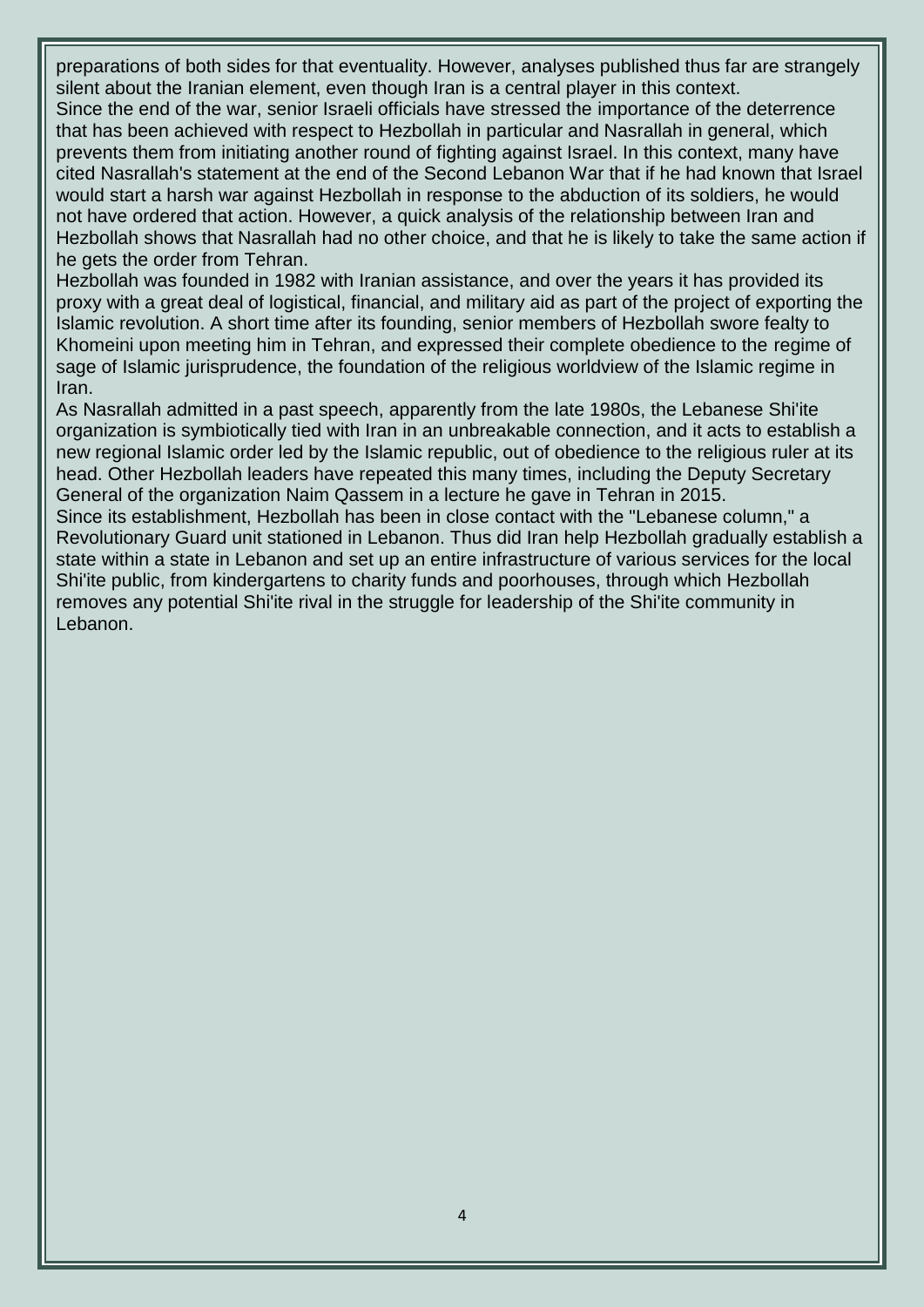preparations of both sides for that eventuality. However, analyses published thus far are strangely silent about the Iranian element, even though Iran is a central player in this context.

Since the end of the war, senior Israeli officials have stressed the importance of the deterrence that has been achieved with respect to Hezbollah in particular and Nasrallah in general, which prevents them from initiating another round of fighting against Israel. In this context, many have cited Nasrallah's statement at the end of the Second Lebanon War that if he had known that Israel would start a harsh war against Hezbollah in response to the abduction of its soldiers, he would not have ordered that action. However, a quick analysis of the relationship between Iran and Hezbollah shows that Nasrallah had no other choice, and that he is likely to take the same action if he gets the order from Tehran.

Hezbollah was founded in 1982 with Iranian assistance, and over the years it has provided its proxy with a great deal of logistical, financial, and military aid as part of the project of exporting the Islamic revolution. A short time after its founding, senior members of Hezbollah swore fealty to Khomeini upon meeting him in Tehran, and expressed their complete obedience to the regime of sage of Islamic jurisprudence, the foundation of the religious worldview of the Islamic regime in Iran.

As Nasrallah admitted in a past speech, apparently from the late 1980s, the Lebanese Shi'ite organization is symbiotically tied with Iran in an unbreakable connection, and it acts to establish a new regional Islamic order led by the Islamic republic, out of obedience to the religious ruler at its head. Other Hezbollah leaders have repeated this many times, including the Deputy Secretary General of the organization Naim Qassem in a lecture he gave in Tehran in 2015.

Since its establishment, Hezbollah has been in close contact with the "Lebanese column," a Revolutionary Guard unit stationed in Lebanon. Thus did Iran help Hezbollah gradually establish a state within a state in Lebanon and set up an entire infrastructure of various services for the local Shi'ite public, from kindergartens to charity funds and poorhouses, through which Hezbollah removes any potential Shi'ite rival in the struggle for leadership of the Shi'ite community in Lebanon.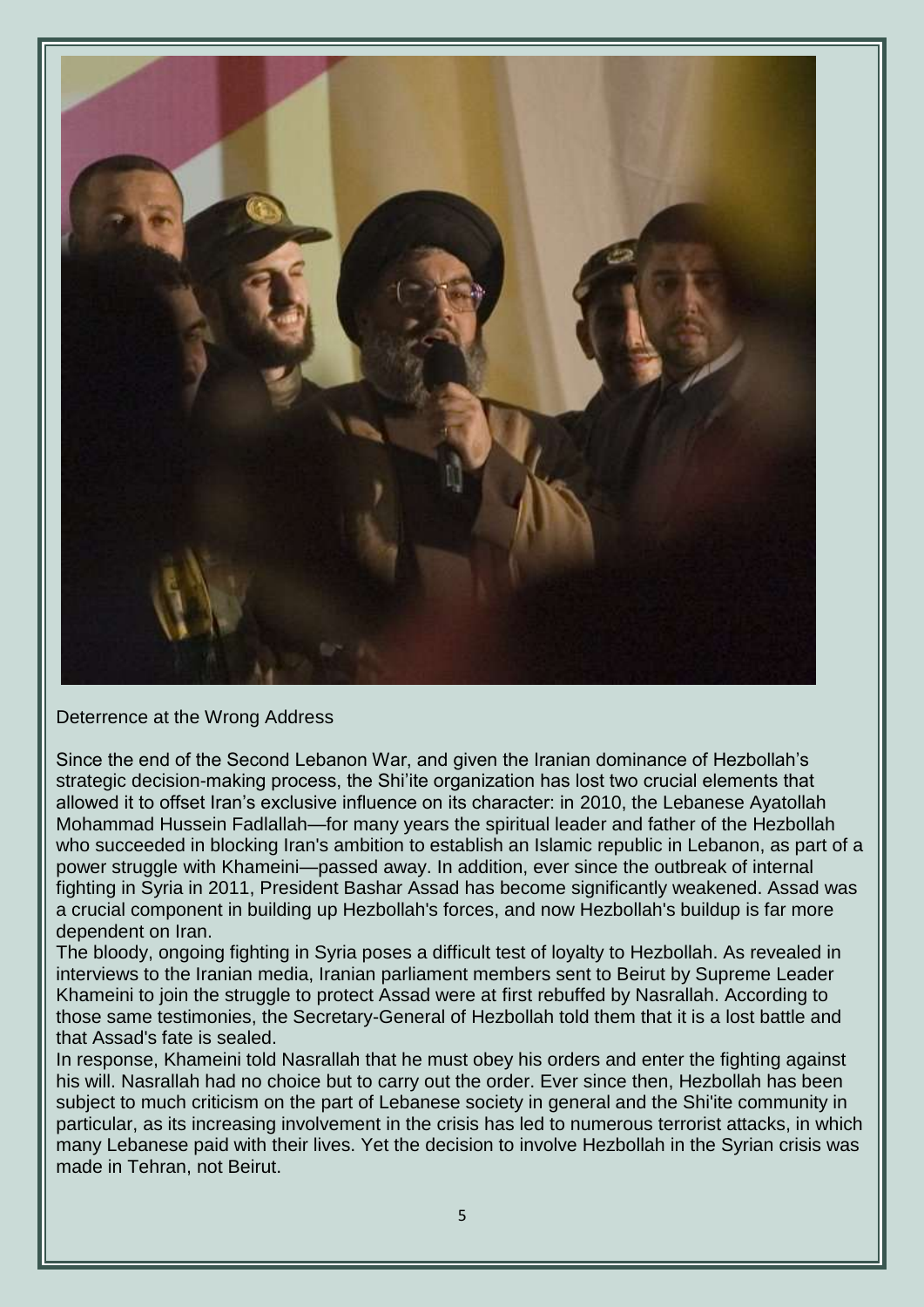Deterrence at the Wrong Address

Since the end of the Second Lebanon War, and given the Iranian dominance of Hezbollah's strategic decision-making process, the Shi'ite organization has lost two crucial elements that allowed it to offset Iran's exclusive influence on its character: in 2010, the Lebanese Ayatollah Mohammad Hussein Fadlallah—for many years the spiritual leader and father of the Hezbollah who succeeded in blocking Iran's ambition to establish an Islamic republic in Lebanon, as part of a power struggle with Khameini—passed away. In addition, ever since the outbreak of internal fighting in Syria in 2011, President Bashar Assad has become significantly weakened. Assad was a crucial component in building up Hezbollah's forces, and now Hezbollah's buildup is far more dependent on Iran.

The bloody, ongoing fighting in Syria poses a difficult test of loyalty to Hezbollah. As revealed in interviews to the Iranian media, Iranian parliament members sent to Beirut by Supreme Leader Khameini to join the struggle to protect Assad were at first rebuffed by Nasrallah. According to those same testimonies, the Secretary-General of Hezbollah told them that it is a lost battle and that Assad's fate is sealed.

In response, Khameini told Nasrallah that he must obey his orders and enter the fighting against his will. Nasrallah had no choice but to carry out the order. Ever since then, Hezbollah has been subject to much criticism on the part of Lebanese society in general and the Shi'ite community in particular, as its increasing involvement in the crisis has led to numerous terrorist attacks, in which many Lebanese paid with their lives. Yet the decision to involve Hezbollah in the Syrian crisis was made in Tehran, not Beirut.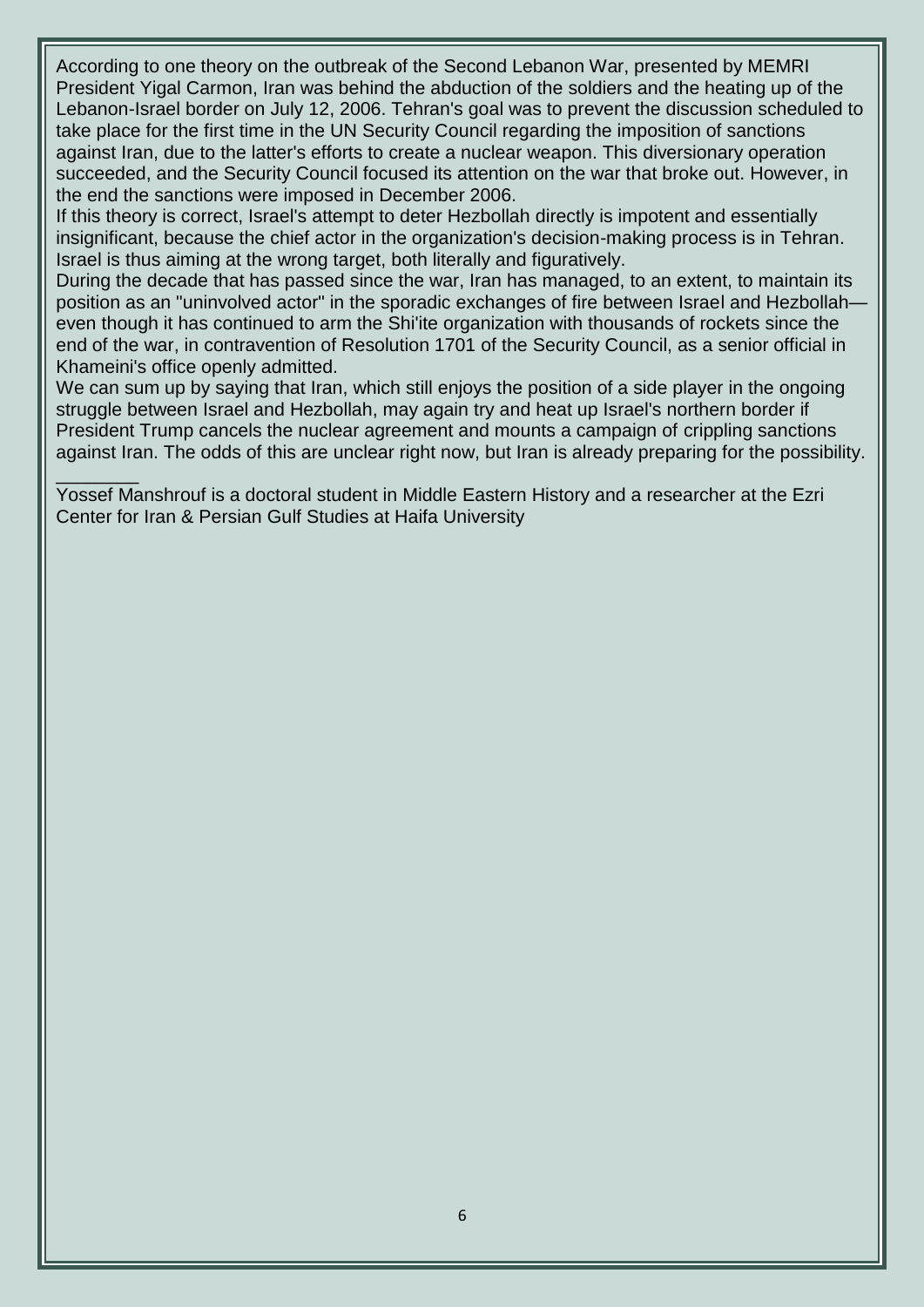According to one theory on the outbreak of the Second Lebanon War, presented by MEMRI President Yigal Carmon, Iran was behind the abduction of the soldiers and the heating up of the Lebanon-Israel border on July 12, 2006. Tehran's goal was to prevent the discussion scheduled to take place for the first time in the UN Security Council regarding the imposition of sanctions against Iran, due to the latter's efforts to create a nuclear weapon. This diversionary operation succeeded, and the Security Council focused its attention on the war that broke out. However, in the end the sanctions were imposed in December 2006.

If this theory is correct, Israel's attempt to deter Hezbollah directly is impotent and essentially insignificant, because the chief actor in the organization's decision-making process is in Tehran. Israel is thus aiming at the wrong target, both literally and figuratively.

During the decade that has passed since the war, Iran has managed, to an extent, to maintain its position as an "uninvolved actor" in the sporadic exchanges of fire between Israel and Hezbollah—even though it has continued to arm the Shi'ite organization with thousands of rockets since the end of the war, in contravention of Resolution 1701 of the Security Council, as a senior official in Khameini's office openly admitted.

We can sum up by saying that Iran, which still enjoys the position of a side player in the ongoing struggle between Israel and Hezbollah, may again try and heat up Israel's northern border if President Trump cancels the nuclear agreement and mounts a campaign of crippling sanctions against Iran. The odds of this are unclear right now, but Iran is already preparing for the possibility.

________

Yossef Manshrouf is a doctoral student in Middle Eastern History and a researcher at the Ezri Center for Iran & Persian Gulf Studies at Haifa University